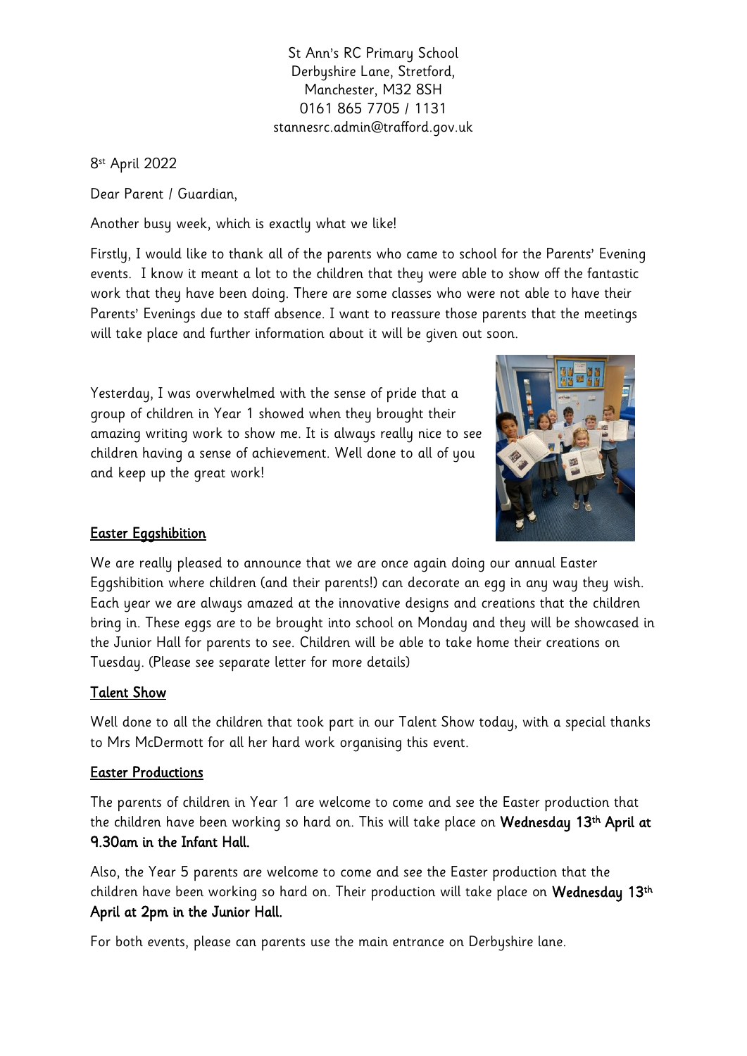St Ann's RC Primary School
Derbyshire Lane, Stretford,
Manchester, M32 8SH
0161 865 7705 / 1131
stannesrc.admin@trafford.gov.uk

8st April 2022

Dear Parent / Guardian,

Another busy week, which is exactly what we like!

Firstly, I would like to thank all of the parents who came to school for the Parents' Evening events. I know it meant a lot to the children that they were able to show off the fantastic work that they have been doing. There are some classes who were not able to have their Parents' Evenings due to staff absence. I want to reassure those parents that the meetings will take place and further information about it will be given out soon.

Yesterday, I was overwhelmed with the sense of pride that a group of children in Year 1 showed when they brought their amazing writing work to show me. It is always really nice to see children having a sense of achievement. Well done to all of you and keep up the great work!

## Easter Eggshibition

We are really pleased to announce that we are once again doing our annual Easter Eggshibition where children (and their parents!) can decorate an egg in any way they wish. Each year we are always amazed at the innovative designs and creations that the children bring in. These eggs are to be brought into school on Monday and they will be showcased in the Junior Hall for parents to see. Children will be able to take home their creations on Tuesday. (Please see separate letter for more details)

## Talent Show

Well done to all the children that took part in our Talent Show today, with a special thanks to Mrs McDermott for all her hard work organising this event.

## Easter Productions

The parents of children in Year 1 are welcome to come and see the Easter production that the children have been working so hard on. This will take place on **Wednesday 13th April at 9.30am in the Infant Hall.**

Also, the Year 5 parents are welcome to come and see the Easter production that the children have been working so hard on. Their production will take place on **Wednesday 13th April at 2pm in the Junior Hall.**

For both events, please can parents use the main entrance on Derbyshire lane.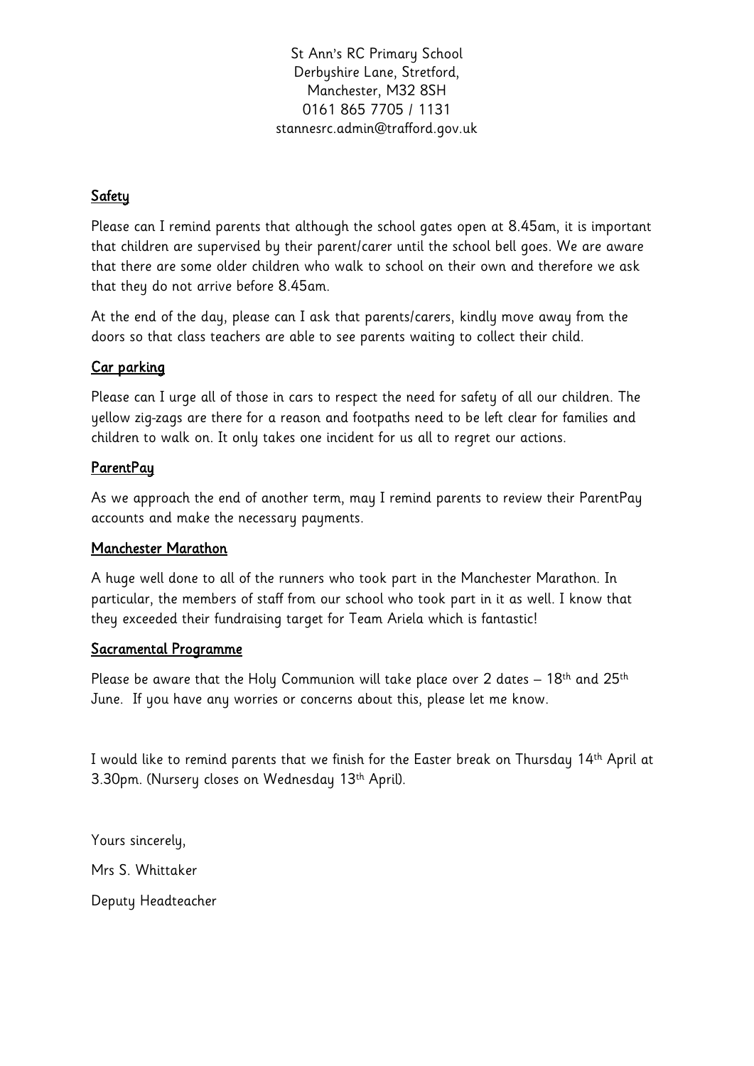St Ann's RC Primary School
Derbyshire Lane, Stretford,
Manchester, M32 8SH
0161 865 7705 / 1131
stannesrc.admin@trafford.gov.uk

## Safety

Please can I remind parents that although the school gates open at 8.45am, it is important that children are supervised by their parent/carer until the school bell goes. We are aware that there are some older children who walk to school on their own and therefore we ask that they do not arrive before 8.45am.

At the end of the day, please can I ask that parents/carers, kindly move away from the doors so that class teachers are able to see parents waiting to collect their child.

## Car parking

Please can I urge all of those in cars to respect the need for safety of all our children. The yellow zig-zags are there for a reason and footpaths need to be left clear for families and children to walk on. It only takes one incident for us all to regret our actions.

## ParentPay

As we approach the end of another term, may I remind parents to review their ParentPay accounts and make the necessary payments.

## Manchester Marathon

A huge well done to all of the runners who took part in the Manchester Marathon. In particular, the members of staff from our school who took part in it as well. I know that they exceeded their fundraising target for Team Ariela which is fantastic!

## Sacramental Programme

Please be aware that the Holy Communion will take place over 2 dates – 18th and 25th June. If you have any worries or concerns about this, please let me know.

I would like to remind parents that we finish for the Easter break on Thursday 14th April at 3.30pm. (Nursery closes on Wednesday 13th April).

Yours sincerely,

Mrs S. Whittaker

Deputy Headteacher